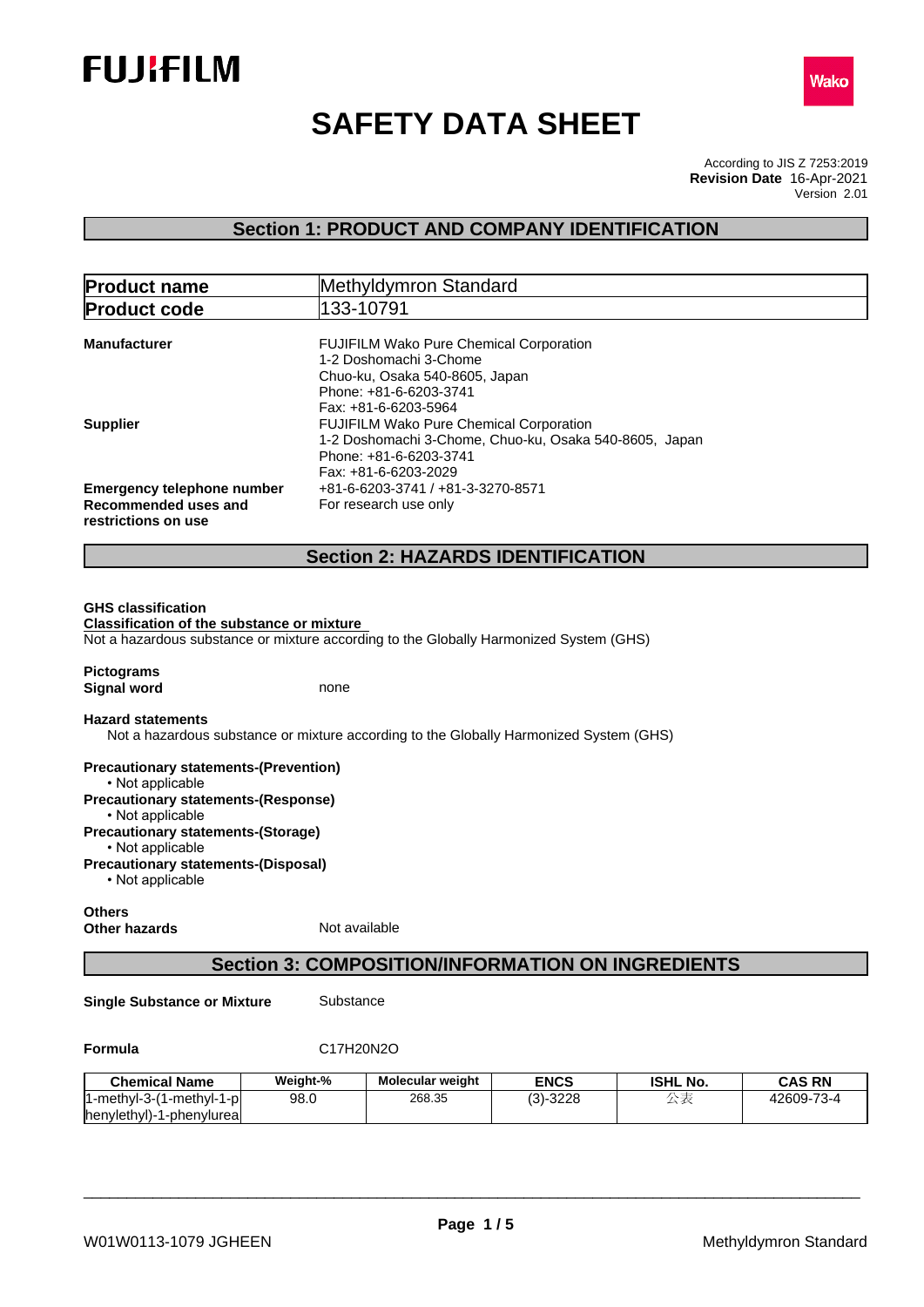FUJIFILM

Wako

# SAFETY DATA SHEET

According to JIS Z 7253:2019
**Revision Date** 16-Apr-2021
Version 2.01

## Section 1: PRODUCT AND COMPANY IDENTIFICATION

| | |
|---|---|
| **Product name** | Methyldymron Standard |
| **Product code** | 133-10791 |

**Manufacturer**
FUJIFILM Wako Pure Chemical Corporation
1-2 Doshomachi 3-Chome
Chuo-ku, Osaka 540-8605, Japan
Phone: +81-6-6203-3741
Fax: +81-6-6203-5964

**Supplier**
FUJIFILM Wako Pure Chemical Corporation
1-2 Doshomachi 3-Chome, Chuo-ku, Osaka 540-8605, Japan
Phone: +81-6-6203-3741
Fax: +81-6-6203-2029

**Emergency telephone number** +81-6-6203-3741 / +81-3-3270-8571

**Recommended uses and restrictions on use** For research use only

## Section 2: HAZARDS IDENTIFICATION

**GHS classification**

**Classification of the substance or mixture**

Not a hazardous substance or mixture according to the Globally Harmonized System (GHS)

**Pictograms**

**Signal word** none

**Hazard statements**

Not a hazardous substance or mixture according to the Globally Harmonized System (GHS)

**Precautionary statements-(Prevention)**
- Not applicable

**Precautionary statements-(Response)**
- Not applicable

**Precautionary statements-(Storage)**
- Not applicable

**Precautionary statements-(Disposal)**
- Not applicable

**Others**

**Other hazards** Not available

## Section 3: COMPOSITION/INFORMATION ON INGREDIENTS

**Single Substance or Mixture** Substance

**Formula** C17H20N2O

| Chemical Name | Weight-% | Molecular weight | ENCS | ISHL No. | CAS RN |
|---|---|---|---|---|---|
| 1-methyl-3-(1-methyl-1-phenylethyl)-1-phenylurea | 98.0 | 268.35 | (3)-3228 | 公表 | 42609-73-4 |

W01W0113-1079 JGHEEN Methyldymron Standard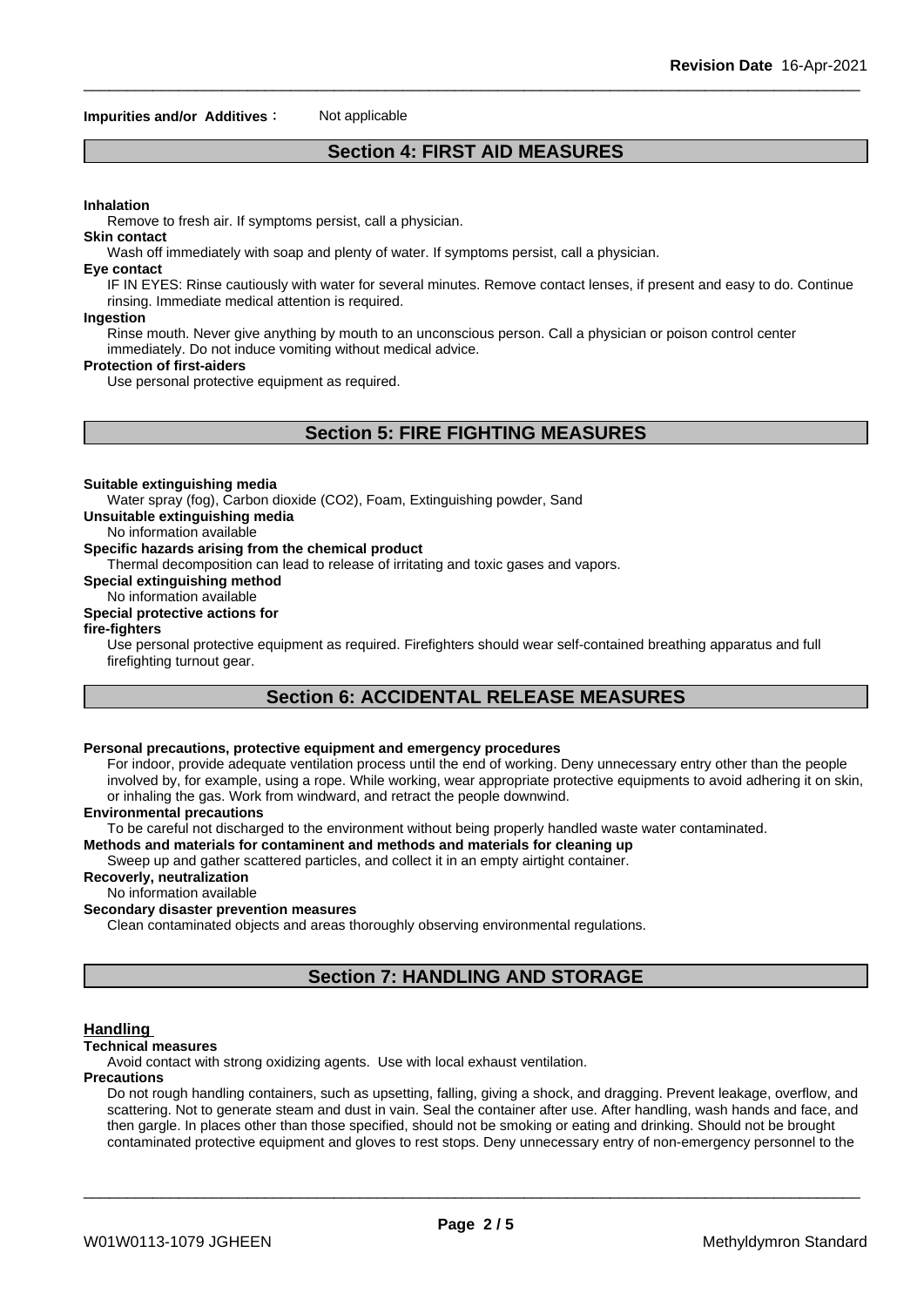**Impurities and/or Additives :** Not applicable

## Section 4: FIRST AID MEASURES

**Inhalation**

Remove to fresh air. If symptoms persist, call a physician.

**Skin contact**

Wash off immediately with soap and plenty of water. If symptoms persist, call a physician.

**Eye contact**

IF IN EYES: Rinse cautiously with water for several minutes. Remove contact lenses, if present and easy to do. Continue rinsing. Immediate medical attention is required.

**Ingestion**

Rinse mouth. Never give anything by mouth to an unconscious person. Call a physician or poison control center immediately. Do not induce vomiting without medical advice.

**Protection of first-aiders**

Use personal protective equipment as required.

## Section 5: FIRE FIGHTING MEASURES

**Suitable extinguishing media**

Water spray (fog), Carbon dioxide ($CO_2$), Foam, Extinguishing powder, Sand

**Unsuitable extinguishing media**

No information available

**Specific hazards arising from the chemical product**

Thermal decomposition can lead to release of irritating and toxic gases and vapors.

**Special extinguishing method**

No information available

**Special protective actions for fire-fighters**

Use personal protective equipment as required. Firefighters should wear self-contained breathing apparatus and full firefighting turnout gear.

## Section 6: ACCIDENTAL RELEASE MEASURES

**Personal precautions, protective equipment and emergency procedures**

For indoor, provide adequate ventilation process until the end of working. Deny unnecessary entry other than the people involved by, for example, using a rope. While working, wear appropriate protective equipments to avoid adhering it on skin, or inhaling the gas. Work from windward, and retract the people downwind.

**Environmental precautions**

To be careful not discharged to the environment without being properly handled waste water contaminated.

**Methods and materials for contaminent and methods and materials for cleaning up**

Sweep up and gather scattered particles, and collect it in an empty airtight container.

**Recoverly, neutralization**

No information available

**Secondary disaster prevention measures**

Clean contaminated objects and areas thoroughly observing environmental regulations.

## Section 7: HANDLING AND STORAGE

### Handling

**Technical measures**

Avoid contact with strong oxidizing agents. Use with local exhaust ventilation.

**Precautions**

Do not rough handling containers, such as upsetting, falling, giving a shock, and dragging. Prevent leakage, overflow, and scattering. Not to generate steam and dust in vain. Seal the container after use. After handling, wash hands and face, and then gargle. In places other than those specified, should not be smoking or eating and drinking. Should not be brought contaminated protective equipment and gloves to rest stops. Deny unnecessary entry of non-emergency personnel to the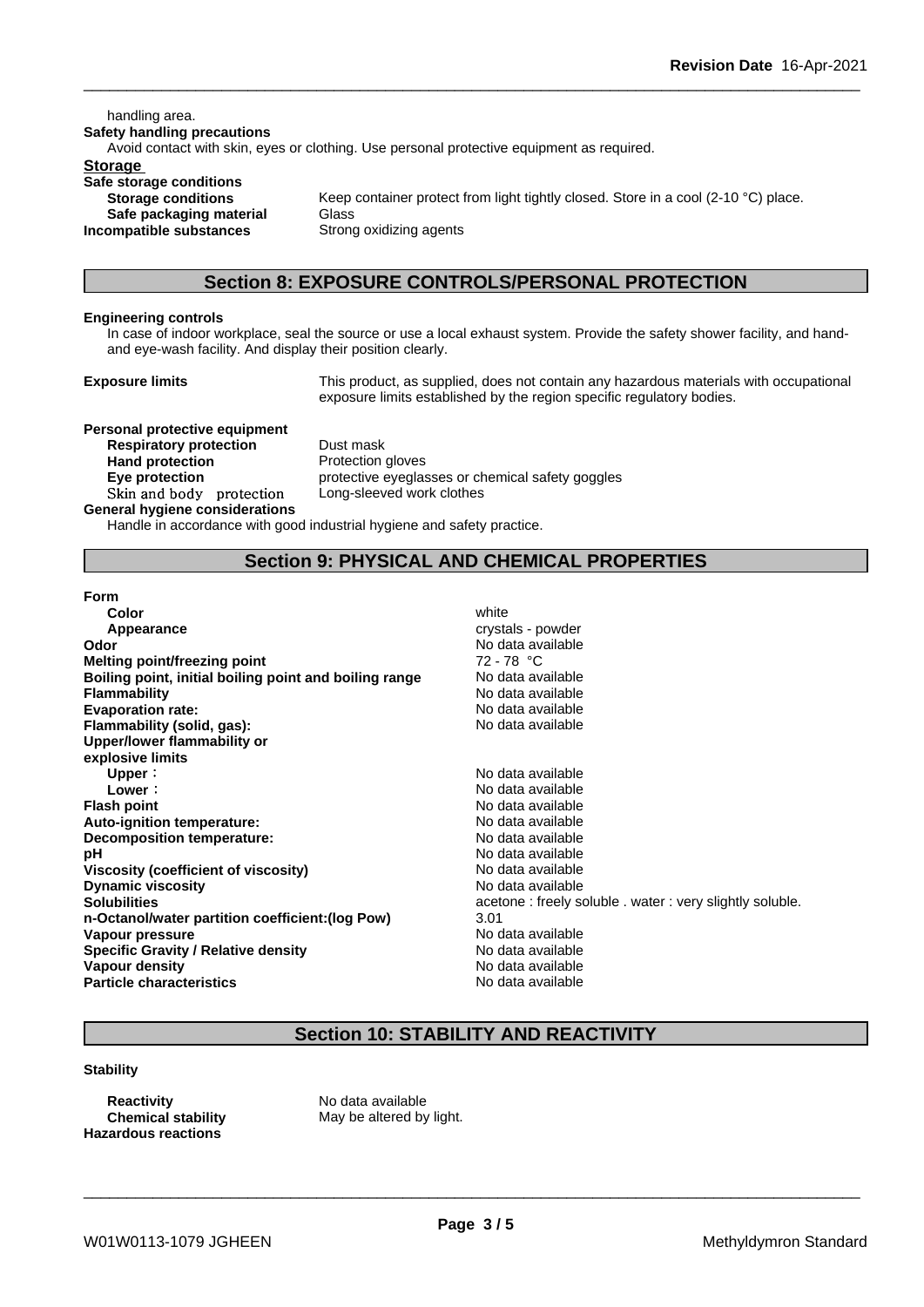handling area.

**Safety handling precautions**

Avoid contact with skin, eyes or clothing. Use personal protective equipment as required.

**Storage**

**Safe storage conditions**

| | |
|---|---|
| **Storage conditions** | Keep container protect from light tightly closed. Store in a cool (2-10 °C) place. |
| **Safe packaging material** | Glass |
| **Incompatible substances** | Strong oxidizing agents |

## Section 8: EXPOSURE CONTROLS/PERSONAL PROTECTION

**Engineering controls**

In case of indoor workplace, seal the source or use a local exhaust system. Provide the safety shower facility, and hand- and eye-wash facility. And display their position clearly.

| | |
|---|---|
| **Exposure limits** | This product, as supplied, does not contain any hazardous materials with occupational exposure limits established by the region specific regulatory bodies. |

**Personal protective equipment**

| | |
|---|---|
| **Respiratory protection** | Dust mask |
| **Hand protection** | Protection gloves |
| **Eye protection** | protective eyeglasses or chemical safety goggles |
| Skin and body protection | Long-sleeved work clothes |

**General hygiene considerations**

Handle in accordance with good industrial hygiene and safety practice.

## Section 9: PHYSICAL AND CHEMICAL PROPERTIES

| | |
|---|---|
| **Form** | |
| **Color** | white |
| **Appearance** | crystals - powder |
| **Odor** | No data available |
| **Melting point/freezing point** | 72 - 78 °C |
| **Boiling point, initial boiling point and boiling range** | No data available |
| **Flammability** | No data available |
| **Evaporation rate:** | No data available |
| **Flammability (solid, gas):** | No data available |
| **Upper/lower flammability or explosive limits** | |
| **Upper**: | No data available |
| **Lower**: | No data available |
| **Flash point** | No data available |
| **Auto-ignition temperature:** | No data available |
| **Decomposition temperature:** | No data available |
| **pH** | No data available |
| **Viscosity (coefficient of viscosity)** | No data available |
| **Dynamic viscosity** | No data available |
| **Solubilities** | acetone : freely soluble . water : very slightly soluble. |
| **n-Octanol/water partition coefficient:(log Pow)** | 3.01 |
| **Vapour pressure** | No data available |
| **Specific Gravity / Relative density** | No data available |
| **Vapour density** | No data available |
| **Particle characteristics** | No data available |

## Section 10: STABILITY AND REACTIVITY

**Stability**

| | |
|---|---|
| **Reactivity** | No data available |
| **Chemical stability** | May be altered by light. |
| **Hazardous reactions** | |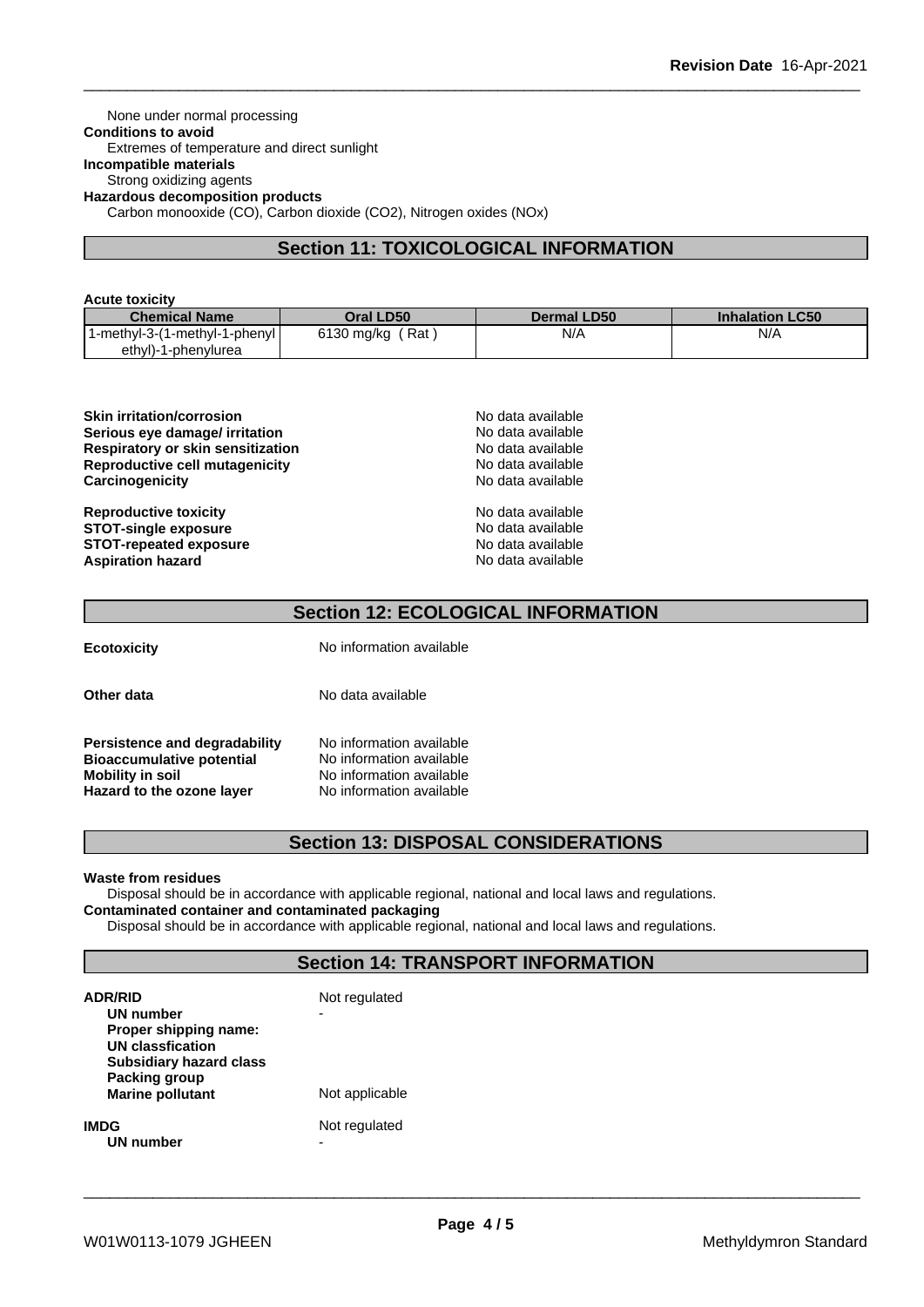None under normal processing

**Conditions to avoid**

Extremes of temperature and direct sunlight

**Incompatible materials**

Strong oxidizing agents

**Hazardous decomposition products**

Carbon monooxide (CO), Carbon dioxide ($CO_2$), Nitrogen oxides (NOx)

## Section 11: TOXICOLOGICAL INFORMATION

**Acute toxicity**

| Chemical Name | Oral LD50 | Dermal LD50 | Inhalation LC50 |
| --- | --- | --- | --- |
| 1-methyl-3-(1-methyl-1-phenyl ethyl)-1-phenylurea | 6130 mg/kg ( Rat ) | N/A | N/A |

**Skin irritation/corrosion** No data available
**Serious eye damage/ irritation** No data available
**Respiratory or skin sensitization** No data available
**Reproductive cell mutagenicity** No data available
**Carcinogenicity** No data available

**Reproductive toxicity** No data available
**STOT-single exposure** No data available
**STOT-repeated exposure** No data available
**Aspiration hazard** No data available

## Section 12: ECOLOGICAL INFORMATION

**Ecotoxicity** No information available

**Other data** No data available

**Persistence and degradability** No information available
**Bioaccumulative potential** No information available
**Mobility in soil** No information available
**Hazard to the ozone layer** No information available

## Section 13: DISPOSAL CONSIDERATIONS

**Waste from residues**

Disposal should be in accordance with applicable regional, national and local laws and regulations.

**Contaminated container and contaminated packaging**

Disposal should be in accordance with applicable regional, national and local laws and regulations.

## Section 14: TRANSPORT INFORMATION

**ADR/RID** Not regulated
**UN number** -
**Proper shipping name:**
**UN classfication**
**Subsidiary hazard class**
**Packing group**
**Marine pollutant** Not applicable

**IMDG** Not regulated
**UN number** -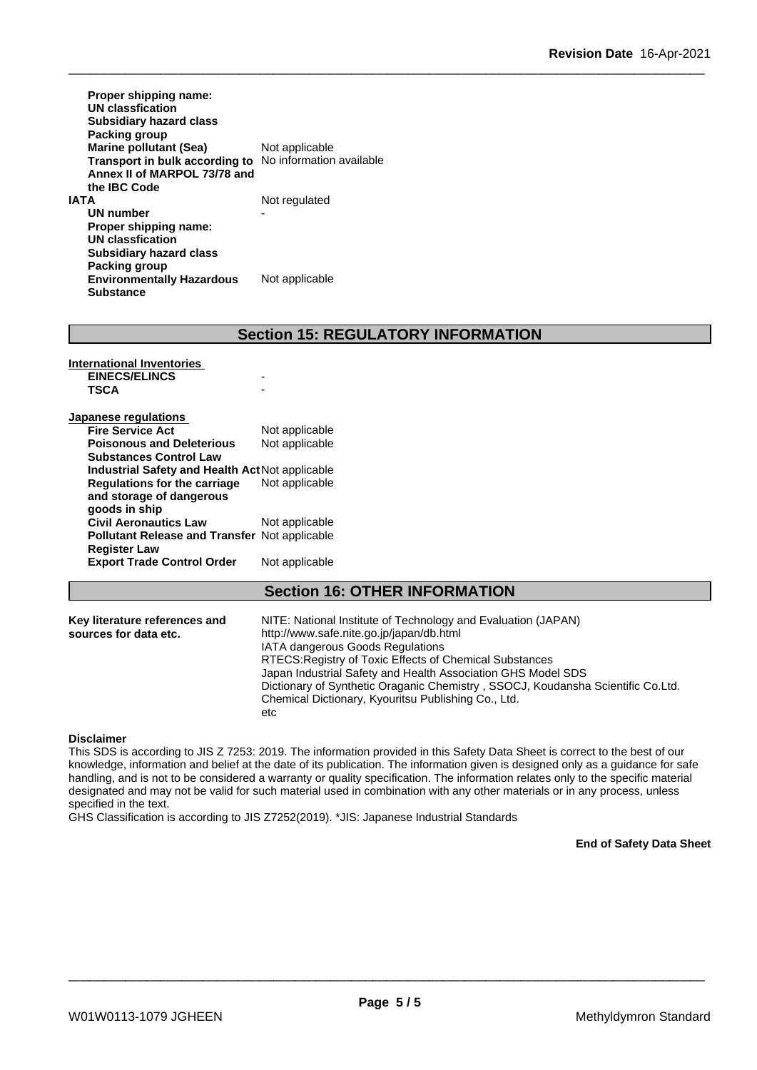| | |
|---|---|
| **Proper shipping name:** | |
| **UN classfication** | |
| **Subsidiary hazard class** | |
| **Packing group** | |
| **Marine pollutant (Sea)** | Not applicable |
| **Transport in bulk according to Annex II of MARPOL 73/78 and the IBC Code** | No information available |

| | |
|---|---|
| **IATA** | Not regulated |
| **UN number** | - |
| **Proper shipping name:** | |
| **UN classfication** | |
| **Subsidiary hazard class** | |
| **Packing group** | |
| **Environmentally Hazardous Substance** | Not applicable |

## Section 15: REGULATORY INFORMATION

**International Inventories**

| | |
|---|---|
| **EINECS/ELINCS** | - |
| **TSCA** | - |

**Japanese regulations**

| | |
|---|---|
| **Fire Service Act** | Not applicable |
| **Poisonous and Deleterious Substances Control Law** | Not applicable |
| **Industrial Safety and Health Act** | Not applicable |
| **Regulations for the carriage and storage of dangerous goods in ship** | Not applicable |
| **Civil Aeronautics Law** | Not applicable |
| **Pollutant Release and Transfer Register Law** | Not applicable |
| **Export Trade Control Order** | Not applicable |

## Section 16: OTHER INFORMATION

**Key literature references and sources for data etc.**

NITE: National Institute of Technology and Evaluation (JAPAN)
http://www.safe.nite.go.jp/japan/db.html
IATA dangerous Goods Regulations
RTECS:Registry of Toxic Effects of Chemical Substances
Japan Industrial Safety and Health Association GHS Model SDS
Dictionary of Synthetic Oraganic Chemistry , SSOCJ, Koudansha Scientific Co.Ltd.
Chemical Dictionary, Kyouritsu Publishing Co., Ltd.
etc

**Disclaimer**

This SDS is according to JIS Z 7253: 2019. The information provided in this Safety Data Sheet is correct to the best of our knowledge, information and belief at the date of its publication. The information given is designed only as a guidance for safe handling, and is not to be considered a warranty or quality specification. The information relates only to the specific material designated and may not be valid for such material used in combination with any other materials or in any process, unless specified in the text.

GHS Classification is according to JIS Z7252(2019). *JIS: Japanese Industrial Standards

**End of Safety Data Sheet**